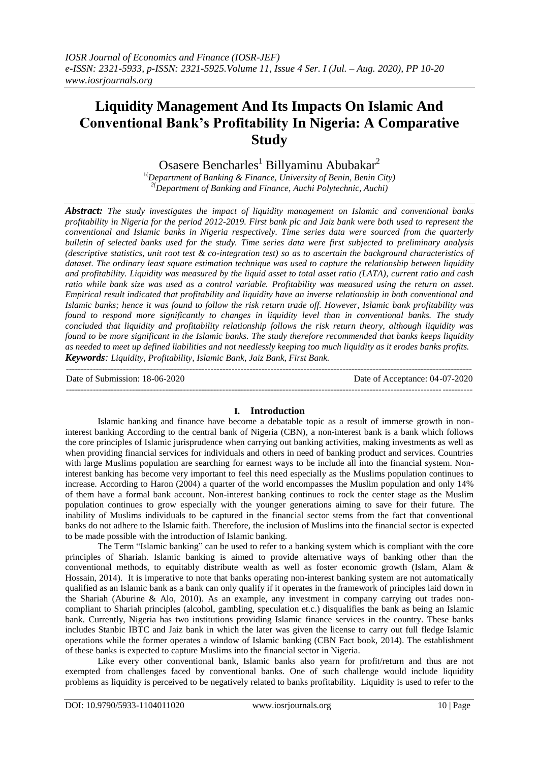# Liquidity Management And Its Impacts On Islamic And Conventional Bank's Profitability In Nigeria: A Comparative Study

Osasere Bencharles[1] Billyaminu Abubakar[2]

[1](Department of Banking & Finance, University of Benin, Benin City)
[2](Department of Banking and Finance, Auchi Polytechnic, Auchi)

***Abstract:*** *The study investigates the impact of liquidity management on Islamic and conventional banks profitability in Nigeria for the period 2012-2019. First bank plc and Jaiz bank were both used to represent the conventional and Islamic banks in Nigeria respectively. Time series data were sourced from the quarterly bulletin of selected banks used for the study. Time series data were first subjected to preliminary analysis (descriptive statistics, unit root test & co-integration test) so as to ascertain the background characteristics of dataset. The ordinary least square estimation technique was used to capture the relationship between liquidity and profitability. Liquidity was measured by the liquid asset to total asset ratio (LATA), current ratio and cash ratio while bank size was used as a control variable. Profitability was measured using the return on asset. Empirical result indicated that profitability and liquidity have an inverse relationship in both conventional and Islamic banks; hence it was found to follow the risk return trade off. However, Islamic bank profitability was found to respond more significantly to changes in liquidity level than in conventional banks. The study concluded that liquidity and profitability relationship follows the risk return theory, although liquidity was found to be more significant in the Islamic banks. The study therefore recommended that banks keeps liquidity as needed to meet up defined liabilities and not needlessly keeping too much liquidity as it erodes banks profits.*

***Keywords****: Liquidity, Profitability, Islamic Bank, Jaiz Bank, First Bank.*

Date of Submission: 18-06-2020 Date of Acceptance: 04-07-2020

## I. Introduction

Islamic banking and finance have become a debatable topic as a result of immerse growth in non-interest banking According to the central bank of Nigeria (CBN), a non-interest bank is a bank which follows the core principles of Islamic jurisprudence when carrying out banking activities, making investments as well as when providing financial services for individuals and others in need of banking product and services. Countries with large Muslims population are searching for earnest ways to be include all into the financial system. Non-interest banking has become very important to feel this need especially as the Muslims population continues to increase. According to Haron (2004) a quarter of the world encompasses the Muslim population and only 14% of them have a formal bank account. Non-interest banking continues to rock the center stage as the Muslim population continues to grow especially with the younger generations aiming to save for their future. The inability of Muslims individuals to be captured in the financial sector stems from the fact that conventional banks do not adhere to the Islamic faith. Therefore, the inclusion of Muslims into the financial sector is expected to be made possible with the introduction of Islamic banking.

The Term "Islamic banking" can be used to refer to a banking system which is compliant with the core principles of Shariah. Islamic banking is aimed to provide alternative ways of banking other than the conventional methods, to equitably distribute wealth as well as foster economic growth (Islam, Alam & Hossain, 2014). It is imperative to note that banks operating non-interest banking system are not automatically qualified as an Islamic bank as a bank can only qualify if it operates in the framework of principles laid down in the Shariah (Aburine & Alo, 2010). As an example, any investment in company carrying out trades non-compliant to Shariah principles (alcohol, gambling, speculation etc.) disqualifies the bank as being an Islamic bank. Currently, Nigeria has two institutions providing Islamic finance services in the country. These banks includes Stanbic IBTC and Jaiz bank in which the later was given the license to carry out full fledge Islamic operations while the former operates a window of Islamic banking (CBN Fact book, 2014). The establishment of these banks is expected to capture Muslims into the financial sector in Nigeria.

Like every other conventional bank, Islamic banks also yearn for profit/return and thus are not exempted from challenges faced by conventional banks. One of such challenge would include liquidity problems as liquidity is perceived to be negatively related to banks profitability. Liquidity is used to refer to the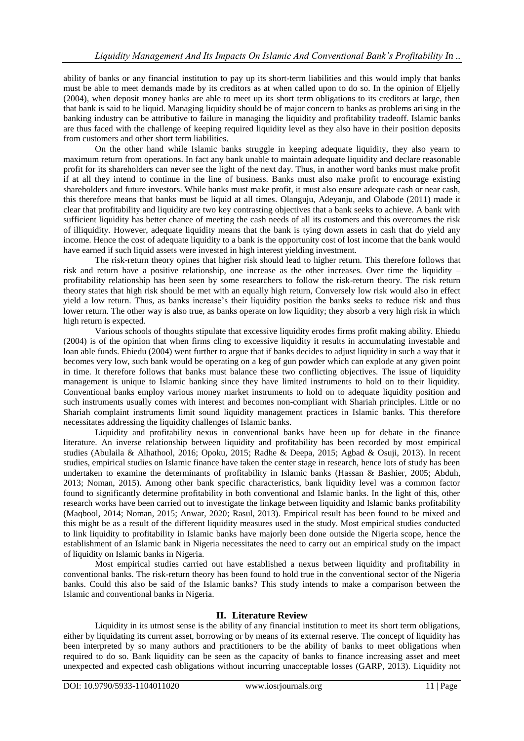ability of banks or any financial institution to pay up its short-term liabilities and this would imply that banks must be able to meet demands made by its creditors as at when called upon to do so. In the opinion of Eljelly (2004), when deposit money banks are able to meet up its short term obligations to its creditors at large, then that bank is said to be liquid. Managing liquidity should be of major concern to banks as problems arising in the banking industry can be attributive to failure in managing the liquidity and profitability tradeoff. Islamic banks are thus faced with the challenge of keeping required liquidity level as they also have in their position deposits from customers and other short term liabilities.

On the other hand while Islamic banks struggle in keeping adequate liquidity, they also yearn to maximum return from operations. In fact any bank unable to maintain adequate liquidity and declare reasonable profit for its shareholders can never see the light of the next day. Thus, in another word banks must make profit if at all they intend to continue in the line of business. Banks must also make profit to encourage existing shareholders and future investors. While banks must make profit, it must also ensure adequate cash or near cash, this therefore means that banks must be liquid at all times. Olanguju, Adeyanju, and Olabode (2011) made it clear that profitability and liquidity are two key contrasting objectives that a bank seeks to achieve. A bank with sufficient liquidity has better chance of meeting the cash needs of all its customers and this overcomes the risk of illiquidity. However, adequate liquidity means that the bank is tying down assets in cash that do yield any income. Hence the cost of adequate liquidity to a bank is the opportunity cost of lost income that the bank would have earned if such liquid assets were invested in high interest yielding investment.

The risk-return theory opines that higher risk should lead to higher return. This therefore follows that risk and return have a positive relationship, one increase as the other increases. Over time the liquidity – profitability relationship has been seen by some researchers to follow the risk-return theory. The risk return theory states that high risk should be met with an equally high return, Conversely low risk would also in effect yield a low return. Thus, as banks increase's their liquidity position the banks seeks to reduce risk and thus lower return. The other way is also true, as banks operate on low liquidity; they absorb a very high risk in which high return is expected.

Various schools of thoughts stipulate that excessive liquidity erodes firms profit making ability. Ehiedu (2004) is of the opinion that when firms cling to excessive liquidity it results in accumulating investable and loan able funds. Ehiedu (2004) went further to argue that if banks decides to adjust liquidity in such a way that it becomes very low, such bank would be operating on a keg of gun powder which can explode at any given point in time. It therefore follows that banks must balance these two conflicting objectives. The issue of liquidity management is unique to Islamic banking since they have limited instruments to hold on to their liquidity. Conventional banks employ various money market instruments to hold on to adequate liquidity position and such instruments usually comes with interest and becomes non-compliant with Shariah principles. Little or no Shariah complaint instruments limit sound liquidity management practices in Islamic banks. This therefore necessitates addressing the liquidity challenges of Islamic banks.

Liquidity and profitability nexus in conventional banks have been up for debate in the finance literature. An inverse relationship between liquidity and profitability has been recorded by most empirical studies (Abulaila & Alhathool, 2016; Opoku, 2015; Radhe & Deepa, 2015; Agbad & Osuji, 2013). In recent studies, empirical studies on Islamic finance have taken the center stage in research, hence lots of study has been undertaken to examine the determinants of profitability in Islamic banks (Hassan & Bashier, 2005; Abduh, 2013; Noman, 2015). Among other bank specific characteristics, bank liquidity level was a common factor found to significantly determine profitability in both conventional and Islamic banks. In the light of this, other research works have been carried out to investigate the linkage between liquidity and Islamic banks profitability (Maqbool, 2014; Noman, 2015; Anwar, 2020; Rasul, 2013). Empirical result has been found to be mixed and this might be as a result of the different liquidity measures used in the study. Most empirical studies conducted to link liquidity to profitability in Islamic banks have majorly been done outside the Nigeria scope, hence the establishment of an Islamic bank in Nigeria necessitates the need to carry out an empirical study on the impact of liquidity on Islamic banks in Nigeria.

Most empirical studies carried out have established a nexus between liquidity and profitability in conventional banks. The risk-return theory has been found to hold true in the conventional sector of the Nigeria banks. Could this also be said of the Islamic banks? This study intends to make a comparison between the Islamic and conventional banks in Nigeria.

## II. Literature Review

Liquidity in its utmost sense is the ability of any financial institution to meet its short term obligations, either by liquidating its current asset, borrowing or by means of its external reserve. The concept of liquidity has been interpreted by so many authors and practitioners to be the ability of banks to meet obligations when required to do so. Bank liquidity can be seen as the capacity of banks to finance increasing asset and meet unexpected and expected cash obligations without incurring unacceptable losses (GARP, 2013). Liquidity not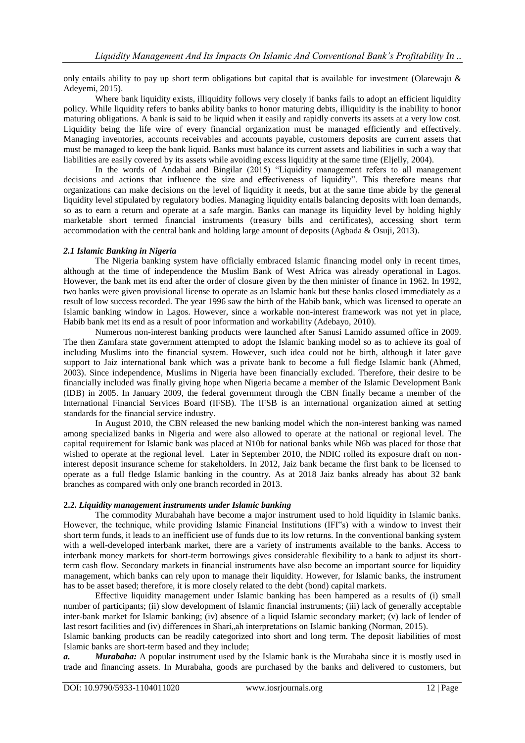only entails ability to pay up short term obligations but capital that is available for investment (Olarewaju & Adeyemi, 2015).

Where bank liquidity exists, illiquidity follows very closely if banks fails to adopt an efficient liquidity policy. While liquidity refers to banks ability banks to honor maturing debts, illiquidity is the inability to honor maturing obligations. A bank is said to be liquid when it easily and rapidly converts its assets at a very low cost. Liquidity being the life wire of every financial organization must be managed efficiently and effectively. Managing inventories, accounts receivables and accounts payable, customers deposits are current assets that must be managed to keep the bank liquid. Banks must balance its current assets and liabilities in such a way that liabilities are easily covered by its assets while avoiding excess liquidity at the same time (Eljelly, 2004).

In the words of Andabai and Bingilar (2015) "Liquidity management refers to all management decisions and actions that influence the size and effectiveness of liquidity". This therefore means that organizations can make decisions on the level of liquidity it needs, but at the same time abide by the general liquidity level stipulated by regulatory bodies. Managing liquidity entails balancing deposits with loan demands, so as to earn a return and operate at a safe margin. Banks can manage its liquidity level by holding highly marketable short termed financial instruments (treasury bills and certificates), accessing short term accommodation with the central bank and holding large amount of deposits (Agbada & Osuji, 2013).

### *2.1 Islamic Banking in Nigeria*

The Nigeria banking system have officially embraced Islamic financing model only in recent times, although at the time of independence the Muslim Bank of West Africa was already operational in Lagos. However, the bank met its end after the order of closure given by the then minister of finance in 1962. In 1992, two banks were given provisional license to operate as an Islamic bank but these banks closed immediately as a result of low success recorded. The year 1996 saw the birth of the Habib bank, which was licensed to operate an Islamic banking window in Lagos. However, since a workable non-interest framework was not yet in place, Habib bank met its end as a result of poor information and workability (Adebayo, 2010).

Numerous non-interest banking products were launched after Sanusi Lamido assumed office in 2009. The then Zamfara state government attempted to adopt the Islamic banking model so as to achieve its goal of including Muslims into the financial system. However, such idea could not be birth, although it later gave support to Jaiz international bank which was a private bank to become a full fledge Islamic bank (Ahmed, 2003). Since independence, Muslims in Nigeria have been financially excluded. Therefore, their desire to be financially included was finally giving hope when Nigeria became a member of the Islamic Development Bank (IDB) in 2005. In January 2009, the federal government through the CBN finally became a member of the International Financial Services Board (IFSB). The IFSB is an international organization aimed at setting standards for the financial service industry.

In August 2010, the CBN released the new banking model which the non-interest banking was named among specialized banks in Nigeria and were also allowed to operate at the national or regional level. The capital requirement for Islamic bank was placed at N10b for national banks while N6b was placed for those that wished to operate at the regional level. Later in September 2010, the NDIC rolled its exposure draft on non-interest deposit insurance scheme for stakeholders. In 2012, Jaiz bank became the first bank to be licensed to operate as a full fledge Islamic banking in the country. As at 2018 Jaiz banks already has about 32 bank branches as compared with only one branch recorded in 2013.

### **2.2.** *Liquidity management instruments under Islamic banking*

The commodity Murabahah have become a major instrument used to hold liquidity in Islamic banks. However, the technique, while providing Islamic Financial Institutions (IFI"s) with a window to invest their short term funds, it leads to an inefficient use of funds due to its low returns. In the conventional banking system with a well-developed interbank market, there are a variety of instruments available to the banks. Access to interbank money markets for short-term borrowings gives considerable flexibility to a bank to adjust its short-term cash flow. Secondary markets in financial instruments have also become an important source for liquidity management, which banks can rely upon to manage their liquidity. However, for Islamic banks, the instrument has to be asset based; therefore, it is more closely related to the debt (bond) capital markets.

Effective liquidity management under Islamic banking has been hampered as a results of (i) small number of participants; (ii) slow development of Islamic financial instruments; (iii) lack of generally acceptable inter-bank market for Islamic banking; (iv) absence of a liquid Islamic secondary market; (v) lack of lender of last resort facilities and (iv) differences in Shari„ah interpretations on Islamic banking (Norman, 2015).

Islamic banking products can be readily categorized into short and long term. The deposit liabilities of most Islamic banks are short-term based and they include;

***a. Murabaha:*** A popular instrument used by the Islamic bank is the Murabaha since it is mostly used in trade and financing assets. In Murabaha, goods are purchased by the banks and delivered to customers, but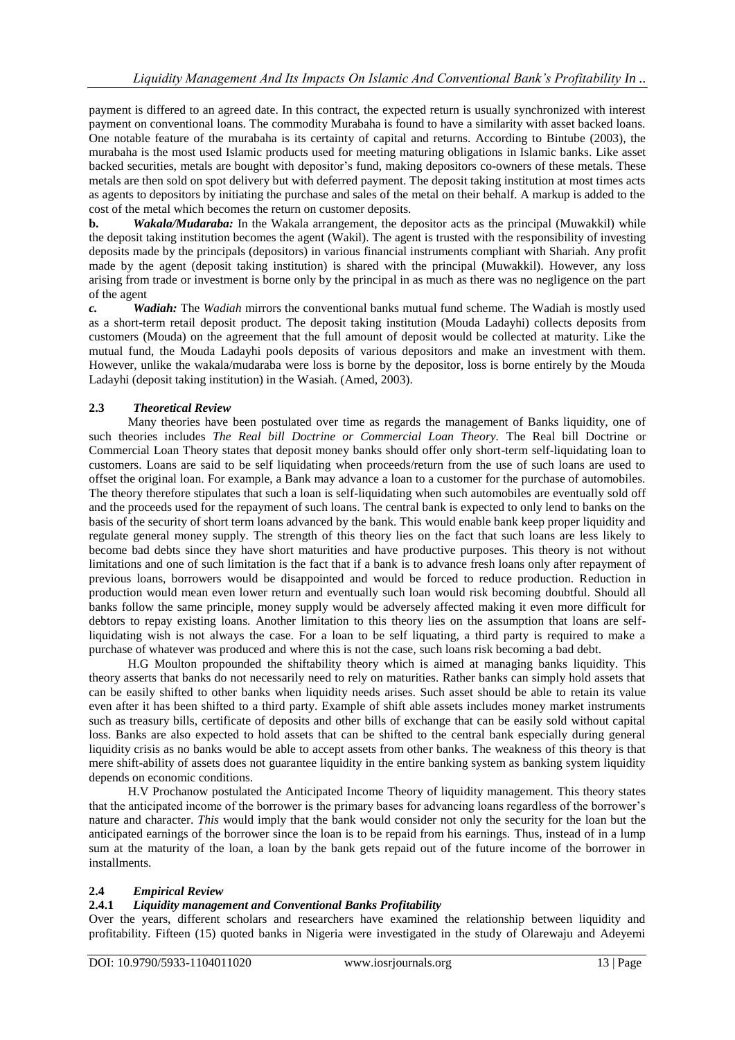payment is differed to an agreed date. In this contract, the expected return is usually synchronized with interest payment on conventional loans. The commodity Murabaha is found to have a similarity with asset backed loans. One notable feature of the murabaha is its certainty of capital and returns. According to Bintube (2003), the murabaha is the most used Islamic products used for meeting maturing obligations in Islamic banks. Like asset backed securities, metals are bought with depositor's fund, making depositors co-owners of these metals. These metals are then sold on spot delivery but with deferred payment. The deposit taking institution at most times acts as agents to depositors by initiating the purchase and sales of the metal on their behalf. A markup is added to the cost of the metal which becomes the return on customer deposits.

**b.** ***Wakala/Mudaraba:*** In the Wakala arrangement, the depositor acts as the principal (Muwakkil) while the deposit taking institution becomes the agent (Wakil). The agent is trusted with the responsibility of investing deposits made by the principals (depositors) in various financial instruments compliant with Shariah. Any profit made by the agent (deposit taking institution) is shared with the principal (Muwakkil). However, any loss arising from trade or investment is borne only by the principal in as much as there was no negligence on the part of the agent

***c.*** ***Wadiah:*** The *Wadiah* mirrors the conventional banks mutual fund scheme. The Wadiah is mostly used as a short-term retail deposit product. The deposit taking institution (Mouda Ladayhi) collects deposits from customers (Mouda) on the agreement that the full amount of deposit would be collected at maturity. Like the mutual fund, the Mouda Ladayhi pools deposits of various depositors and make an investment with them. However, unlike the wakala/mudaraba were loss is borne by the depositor, loss is borne entirely by the Mouda Ladayhi (deposit taking institution) in the Wasiah. (Amed, 2003).

### 2.3 *Theoretical Review*

Many theories have been postulated over time as regards the management of Banks liquidity, one of such theories includes *The Real bill Doctrine or Commercial Loan Theory.* The Real bill Doctrine or Commercial Loan Theory states that deposit money banks should offer only short-term self-liquidating loan to customers. Loans are said to be self liquidating when proceeds/return from the use of such loans are used to offset the original loan. For example, a Bank may advance a loan to a customer for the purchase of automobiles. The theory therefore stipulates that such a loan is self-liquidating when such automobiles are eventually sold off and the proceeds used for the repayment of such loans. The central bank is expected to only lend to banks on the basis of the security of short term loans advanced by the bank. This would enable bank keep proper liquidity and regulate general money supply. The strength of this theory lies on the fact that such loans are less likely to become bad debts since they have short maturities and have productive purposes. This theory is not without limitations and one of such limitation is the fact that if a bank is to advance fresh loans only after repayment of previous loans, borrowers would be disappointed and would be forced to reduce production. Reduction in production would mean even lower return and eventually such loan would risk becoming doubtful. Should all banks follow the same principle, money supply would be adversely affected making it even more difficult for debtors to repay existing loans. Another limitation to this theory lies on the assumption that loans are self-liquidating wish is not always the case. For a loan to be self liquating, a third party is required to make a purchase of whatever was produced and where this is not the case, such loans risk becoming a bad debt.

H.G Moulton propounded the shiftability theory which is aimed at managing banks liquidity. This theory asserts that banks do not necessarily need to rely on maturities. Rather banks can simply hold assets that can be easily shifted to other banks when liquidity needs arises. Such asset should be able to retain its value even after it has been shifted to a third party. Example of shift able assets includes money market instruments such as treasury bills, certificate of deposits and other bills of exchange that can be easily sold without capital loss. Banks are also expected to hold assets that can be shifted to the central bank especially during general liquidity crisis as no banks would be able to accept assets from other banks. The weakness of this theory is that mere shift-ability of assets does not guarantee liquidity in the entire banking system as banking system liquidity depends on economic conditions.

H.V Prochanow postulated the Anticipated Income Theory of liquidity management. This theory states that the anticipated income of the borrower is the primary bases for advancing loans regardless of the borrower's nature and character. *This* would imply that the bank would consider not only the security for the loan but the anticipated earnings of the borrower since the loan is to be repaid from his earnings. Thus, instead of in a lump sum at the maturity of the loan, a loan by the bank gets repaid out of the future income of the borrower in installments.

### 2.4 *Empirical Review*

#### 2.4.1 *Liquidity management and Conventional Banks Profitability*

Over the years, different scholars and researchers have examined the relationship between liquidity and profitability. Fifteen (15) quoted banks in Nigeria were investigated in the study of Olarewaju and Adeyemi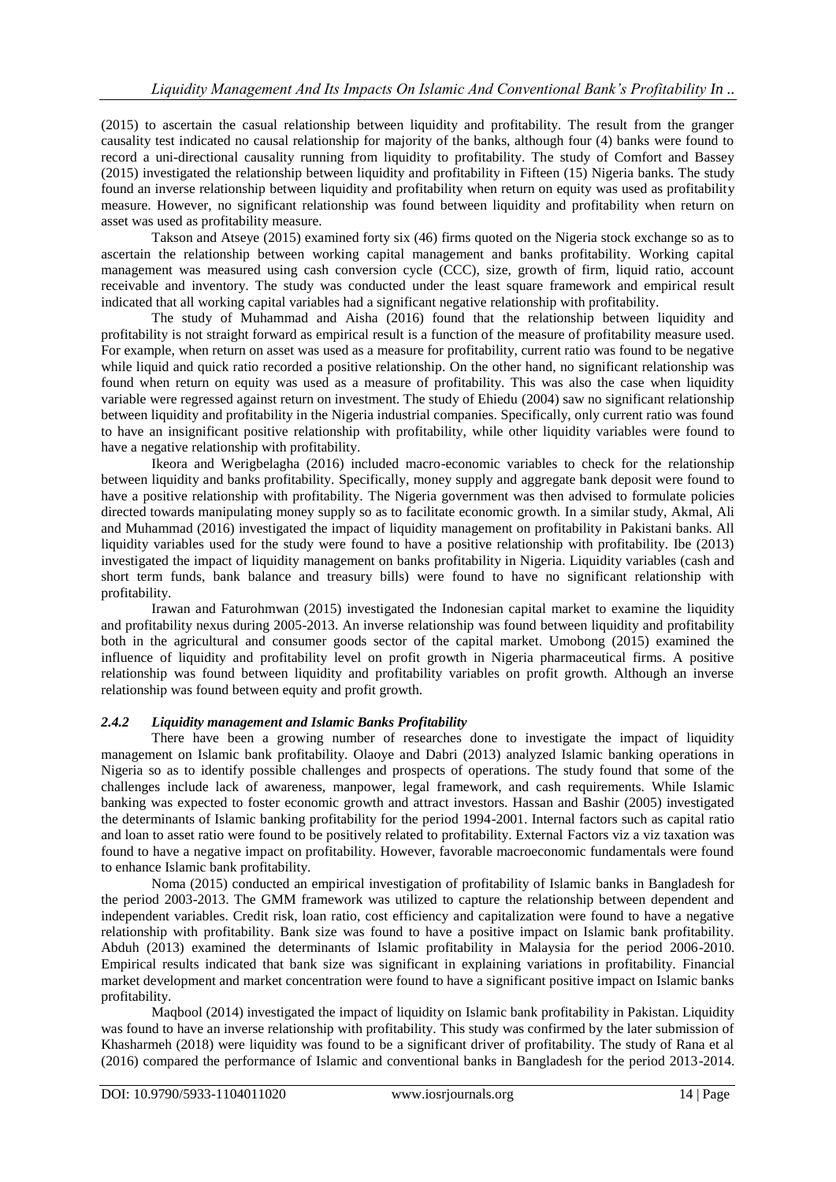(2015) to ascertain the casual relationship between liquidity and profitability. The result from the granger causality test indicated no causal relationship for majority of the banks, although four (4) banks were found to record a uni-directional causality running from liquidity to profitability. The study of Comfort and Bassey (2015) investigated the relationship between liquidity and profitability in Fifteen (15) Nigeria banks. The study found an inverse relationship between liquidity and profitability when return on equity was used as profitability measure. However, no significant relationship was found between liquidity and profitability when return on asset was used as profitability measure.

Takson and Atseye (2015) examined forty six (46) firms quoted on the Nigeria stock exchange so as to ascertain the relationship between working capital management and banks profitability. Working capital management was measured using cash conversion cycle (CCC), size, growth of firm, liquid ratio, account receivable and inventory. The study was conducted under the least square framework and empirical result indicated that all working capital variables had a significant negative relationship with profitability.

The study of Muhammad and Aisha (2016) found that the relationship between liquidity and profitability is not straight forward as empirical result is a function of the measure of profitability measure used. For example, when return on asset was used as a measure for profitability, current ratio was found to be negative while liquid and quick ratio recorded a positive relationship. On the other hand, no significant relationship was found when return on equity was used as a measure of profitability. This was also the case when liquidity variable were regressed against return on investment. The study of Ehiedu (2004) saw no significant relationship between liquidity and profitability in the Nigeria industrial companies. Specifically, only current ratio was found to have an insignificant positive relationship with profitability, while other liquidity variables were found to have a negative relationship with profitability.

Ikeora and Werigbelagha (2016) included macro-economic variables to check for the relationship between liquidity and banks profitability. Specifically, money supply and aggregate bank deposit were found to have a positive relationship with profitability. The Nigeria government was then advised to formulate policies directed towards manipulating money supply so as to facilitate economic growth. In a similar study, Akmal, Ali and Muhammad (2016) investigated the impact of liquidity management on profitability in Pakistani banks. All liquidity variables used for the study were found to have a positive relationship with profitability. Ibe (2013) investigated the impact of liquidity management on banks profitability in Nigeria. Liquidity variables (cash and short term funds, bank balance and treasury bills) were found to have no significant relationship with profitability.

Irawan and Faturohmwan (2015) investigated the Indonesian capital market to examine the liquidity and profitability nexus during 2005-2013. An inverse relationship was found between liquidity and profitability both in the agricultural and consumer goods sector of the capital market. Umobong (2015) examined the influence of liquidity and profitability level on profit growth in Nigeria pharmaceutical firms. A positive relationship was found between liquidity and profitability variables on profit growth. Although an inverse relationship was found between equity and profit growth.

#### *2.4.2 Liquidity management and Islamic Banks Profitability*

There have been a growing number of researches done to investigate the impact of liquidity management on Islamic bank profitability. Olaoye and Dabri (2013) analyzed Islamic banking operations in Nigeria so as to identify possible challenges and prospects of operations. The study found that some of the challenges include lack of awareness, manpower, legal framework, and cash requirements. While Islamic banking was expected to foster economic growth and attract investors. Hassan and Bashir (2005) investigated the determinants of Islamic banking profitability for the period 1994-2001. Internal factors such as capital ratio and loan to asset ratio were found to be positively related to profitability. External Factors viz a viz taxation was found to have a negative impact on profitability. However, favorable macroeconomic fundamentals were found to enhance Islamic bank profitability.

Noma (2015) conducted an empirical investigation of profitability of Islamic banks in Bangladesh for the period 2003-2013. The GMM framework was utilized to capture the relationship between dependent and independent variables. Credit risk, loan ratio, cost efficiency and capitalization were found to have a negative relationship with profitability. Bank size was found to have a positive impact on Islamic bank profitability. Abduh (2013) examined the determinants of Islamic profitability in Malaysia for the period 2006-2010. Empirical results indicated that bank size was significant in explaining variations in profitability. Financial market development and market concentration were found to have a significant positive impact on Islamic banks profitability.

Maqbool (2014) investigated the impact of liquidity on Islamic bank profitability in Pakistan. Liquidity was found to have an inverse relationship with profitability. This study was confirmed by the later submission of Khasharmeh (2018) were liquidity was found to be a significant driver of profitability. The study of Rana et al (2016) compared the performance of Islamic and conventional banks in Bangladesh for the period 2013-2014.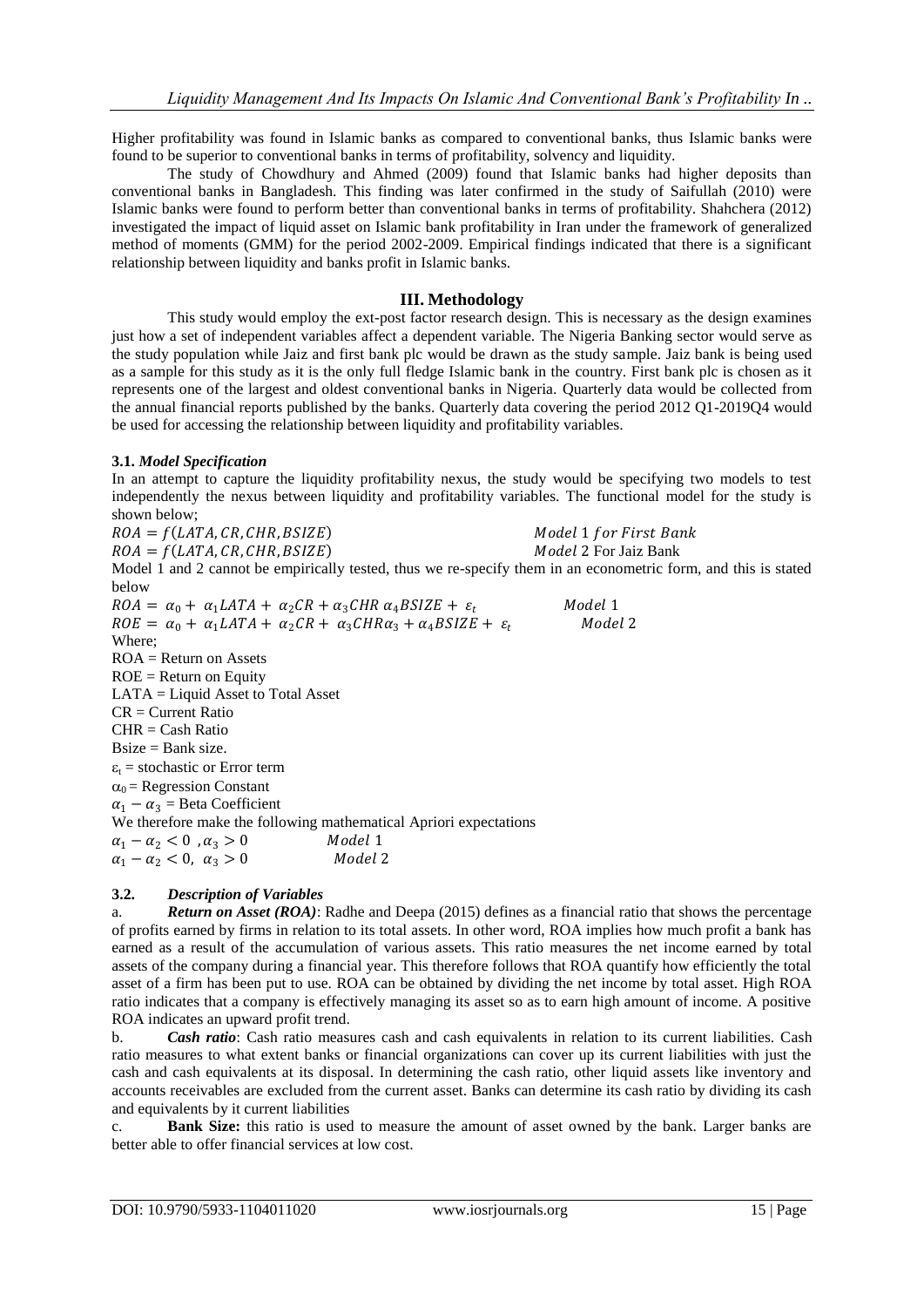Higher profitability was found in Islamic banks as compared to conventional banks, thus Islamic banks were found to be superior to conventional banks in terms of profitability, solvency and liquidity.

The study of Chowdhury and Ahmed (2009) found that Islamic banks had higher deposits than conventional banks in Bangladesh. This finding was later confirmed in the study of Saifullah (2010) were Islamic banks were found to perform better than conventional banks in terms of profitability. Shahchera (2012) investigated the impact of liquid asset on Islamic bank profitability in Iran under the framework of generalized method of moments (GMM) for the period 2002-2009. Empirical findings indicated that there is a significant relationship between liquidity and banks profit in Islamic banks.

## III. Methodology

This study would employ the ext-post factor research design. This is necessary as the design examines just how a set of independent variables affect a dependent variable. The Nigeria Banking sector would serve as the study population while Jaiz and first bank plc would be drawn as the study sample. Jaiz bank is being used as a sample for this study as it is the only full fledge Islamic bank in the country. First bank plc is chosen as it represents one of the largest and oldest conventional banks in Nigeria. Quarterly data would be collected from the annual financial reports published by the banks. Quarterly data covering the period 2012 Q1-2019Q4 would be used for accessing the relationship between liquidity and profitability variables.

### 3.1. *Model Specification*

In an attempt to capture the liquidity profitability nexus, the study would be specifying two models to test independently the nexus between liquidity and profitability variables. The functional model for the study is shown below;

$$ROA = f(LATA, CR, CHR, BSIZE) \qquad Model\ 1\ for\ First\ Bank$$

$$ROA = f(LATA, CR, CHR, BSIZE) \qquad Model\ 2 \text{ For Jaiz Bank}$$

Model 1 and 2 cannot be empirically tested, thus we re-specify them in an econometric form, and this is stated below

$$ROA = \alpha_0 + \alpha_1 LATA + \alpha_2 CR + \alpha_3 CHR\ \alpha_4 BSIZE + \varepsilon_t \qquad Model\ 1$$

$$ROE = \alpha_0 + \alpha_1 LATA + \alpha_2 CR + \alpha_3 CHR\alpha_3 + \alpha_4 BSIZE + \varepsilon_t \qquad Model\ 2$$

Where;

ROA = Return on Assets
ROE = Return on Equity
LATA = Liquid Asset to Total Asset
CR = Current Ratio
CHR = Cash Ratio
Bsize = Bank size.
$\varepsilon_t$ = stochastic or Error term
$\alpha_0$ = Regression Constant
$\alpha_1 - \alpha_3$ = Beta Coefficient

We therefore make the following mathematical Apriori expectations

$\alpha_1 - \alpha_2 < 0\ , \alpha_3 > 0 \qquad Model\ 1$

$\alpha_1 - \alpha_2 < 0,\ \alpha_3 > 0 \qquad Model\ 2$

### 3.2. *Description of Variables*

a. ***Return on Asset (ROA)***: Radhe and Deepa (2015) defines as a financial ratio that shows the percentage of profits earned by firms in relation to its total assets. In other word, ROA implies how much profit a bank has earned as a result of the accumulation of various assets. This ratio measures the net income earned by total assets of the company during a financial year. This therefore follows that ROA quantify how efficiently the total asset of a firm has been put to use. ROA can be obtained by dividing the net income by total asset. High ROA ratio indicates that a company is effectively managing its asset so as to earn high amount of income. A positive ROA indicates an upward profit trend.

b. ***Cash ratio***: Cash ratio measures cash and cash equivalents in relation to its current liabilities. Cash ratio measures to what extent banks or financial organizations can cover up its current liabilities with just the cash and cash equivalents at its disposal. In determining the cash ratio, other liquid assets like inventory and accounts receivables are excluded from the current asset. Banks can determine its cash ratio by dividing its cash and equivalents by it current liabilities

c. **Bank Size:** this ratio is used to measure the amount of asset owned by the bank. Larger banks are better able to offer financial services at low cost.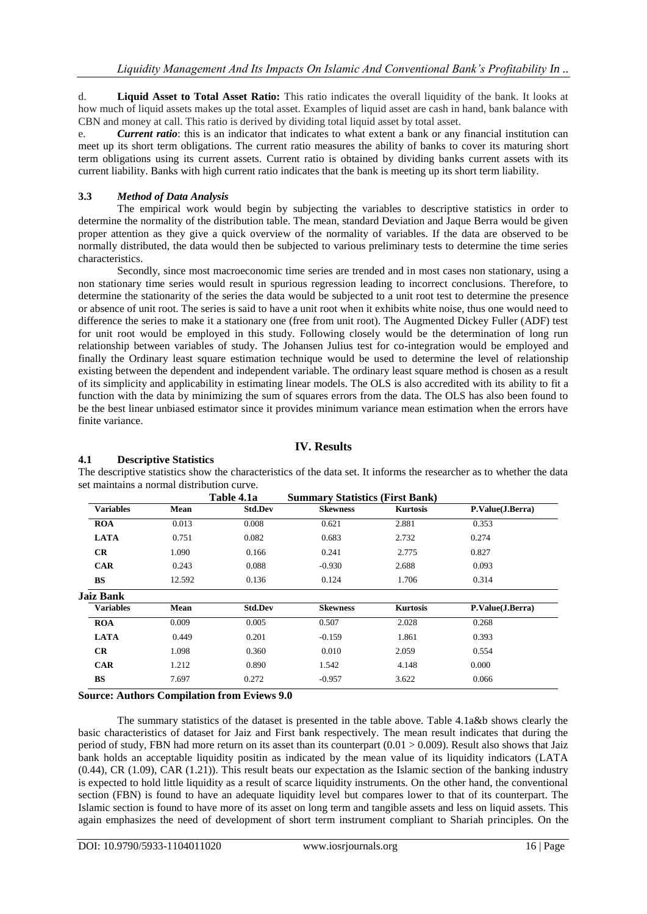d. **Liquid Asset to Total Asset Ratio:** This ratio indicates the overall liquidity of the bank. It looks at how much of liquid assets makes up the total asset. Examples of liquid asset are cash in hand, bank balance with CBN and money at call. This ratio is derived by dividing total liquid asset by total asset.

e. ***Current ratio***: this is an indicator that indicates to what extent a bank or any financial institution can meet up its short term obligations. The current ratio measures the ability of banks to cover its maturing short term obligations using its current assets. Current ratio is obtained by dividing banks current assets with its current liability. Banks with high current ratio indicates that the bank is meeting up its short term liability.

### 3.3 *Method of Data Analysis*

The empirical work would begin by subjecting the variables to descriptive statistics in order to determine the normality of the distribution table. The mean, standard Deviation and Jaque Berra would be given proper attention as they give a quick overview of the normality of variables. If the data are observed to be normally distributed, the data would then be subjected to various preliminary tests to determine the time series characteristics.

Secondly, since most macroeconomic time series are trended and in most cases non stationary, using a non stationary time series would result in spurious regression leading to incorrect conclusions. Therefore, to determine the stationarity of the series the data would be subjected to a unit root test to determine the presence or absence of unit root. The series is said to have a unit root when it exhibits white noise, thus one would need to difference the series to make it a stationary one (free from unit root). The Augmented Dickey Fuller (ADF) test for unit root would be employed in this study. Following closely would be the determination of long run relationship between variables of study. The Johansen Julius test for co-integration would be employed and finally the Ordinary least square estimation technique would be used to determine the level of relationship existing between the dependent and independent variable. The ordinary least square method is chosen as a result of its simplicity and applicability in estimating linear models. The OLS is also accredited with its ability to fit a function with the data by minimizing the sum of squares errors from the data. The OLS has also been found to be the best linear unbiased estimator since it provides minimum variance mean estimation when the errors have finite variance.

## IV. Results

### 4.1 Descriptive Statistics

The descriptive statistics show the characteristics of the data set. It informs the researcher as to whether the data set maintains a normal distribution curve.

**Table 4.1a Summary Statistics (First Bank)**

| Variables | Mean | Std.Dev | Skewness | Kurtosis | P.Value(J.Berra) |
|---|---|---|---|---|---|
| **ROA** | 0.013 | 0.008 | 0.621 | 2.881 | 0.353 |
| **LATA** | 0.751 | 0.082 | 0.683 | 2.732 | 0.274 |
| **CR** | 1.090 | 0.166 | 0.241 | 2.775 | 0.827 |
| **CAR** | 0.243 | 0.088 | -0.930 | 2.688 | 0.093 |
| **BS** | 12.592 | 0.136 | 0.124 | 1.706 | 0.314 |

**Jaiz Bank**

| Variables | Mean | Std.Dev | Skewness | Kurtosis | P.Value(J.Berra) |
|---|---|---|---|---|---|
| **ROA** | 0.009 | 0.005 | 0.507 | 2.028 | 0.268 |
| **LATA** | 0.449 | 0.201 | -0.159 | 1.861 | 0.393 |
| **CR** | 1.098 | 0.360 | 0.010 | 2.059 | 0.554 |
| **CAR** | 1.212 | 0.890 | 1.542 | 4.148 | 0.000 |
| **BS** | 7.697 | 0.272 | -0.957 | 3.622 | 0.066 |

**Source: Authors Compilation from Eviews 9.0**

The summary statistics of the dataset is presented in the table above. Table 4.1a&b shows clearly the basic characteristics of dataset for Jaiz and First bank respectively. The mean result indicates that during the period of study, FBN had more return on its asset than its counterpart ($0.01 > 0.009$). Result also shows that Jaiz bank holds an acceptable liquidity positin as indicated by the mean value of its liquidity indicators (LATA (0.44), CR (1.09), CAR (1.21)). This result beats our expectation as the Islamic section of the banking industry is expected to hold little liquidity as a result of scarce liquidity instruments. On the other hand, the conventional section (FBN) is found to have an adequate liquidity level but compares lower to that of its counterpart. The Islamic section is found to have more of its asset on long term and tangible assets and less on liquid assets. This again emphasizes the need of development of short term instrument compliant to Shariah principles. On the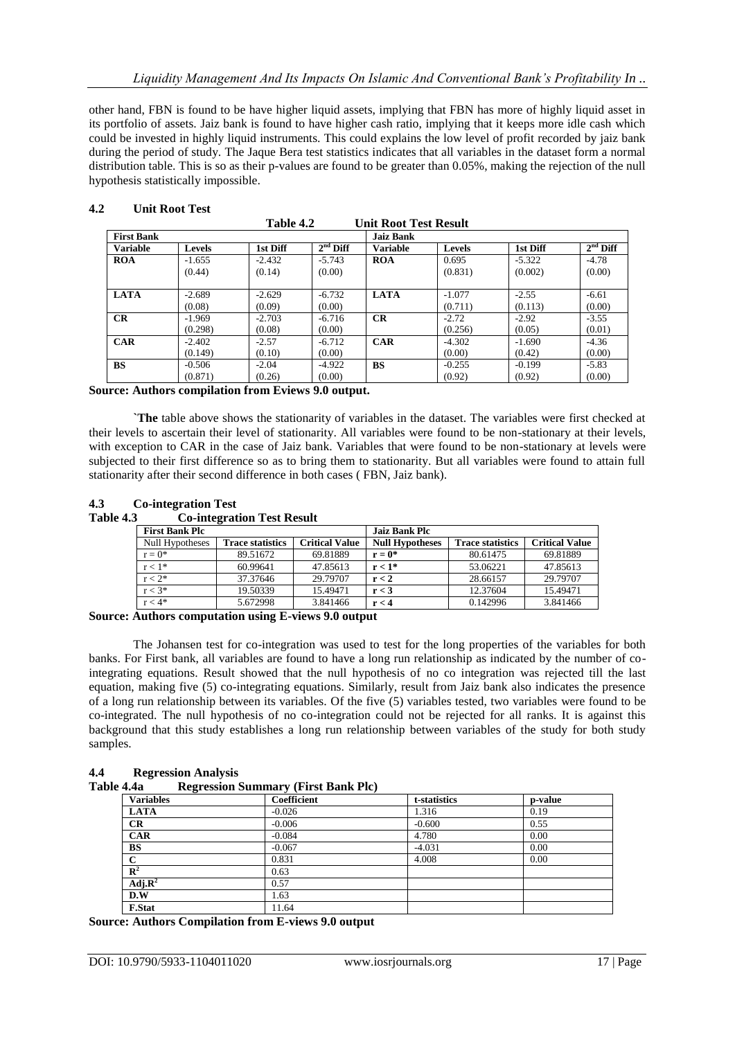other hand, FBN is found to be have higher liquid assets, implying that FBN has more of highly liquid asset in its portfolio of assets. Jaiz bank is found to have higher cash ratio, implying that it keeps more idle cash which could be invested in highly liquid instruments. This could explains the low level of profit recorded by jaiz bank during the period of study. The Jaque Bera test statistics indicates that all variables in the dataset form a normal distribution table. This is so as their p-values are found to be greater than 0.05%, making the rejection of the null hypothesis statistically impossible.

## 4.2 Unit Root Test

**Table 4.2 Unit Root Test Result**

| First Bank | | | | Jaiz Bank | | | |
|---|---|---|---|---|---|---|---|
| **Variable** | **Levels** | **1st Diff** | **2$^{nd}$ Diff** | **Variable** | **Levels** | **1st Diff** | **2$^{nd}$ Diff** |
| **ROA** | -1.655 (0.44) | -2.432 (0.14) | -5.743 (0.00) | **ROA** | 0.695 (0.831) | -5.322 (0.002) | -4.78 (0.00) |
| **LATA** | -2.689 (0.08) | -2.629 (0.09) | -6.732 (0.00) | **LATA** | -1.077 (0.711) | -2.55 (0.113) | -6.61 (0.00) |
| **CR** | -1.969 (0.298) | -2.703 (0.08) | -6.716 (0.00) | **CR** | -2.72 (0.256) | -2.92 (0.05) | -3.55 (0.01) |
| **CAR** | -2.402 (0.149) | -2.57 (0.10) | -6.712 (0.00) | **CAR** | -4.302 (0.00) | -1.690 (0.42) | -4.36 (0.00) |
| **BS** | -0.506 (0.871) | -2.04 (0.26) | -4.922 (0.00) | **BS** | -0.255 (0.92) | -0.199 (0.92) | -5.83 (0.00) |

**Source: Authors compilation from Eviews 9.0 output.**

`**The** table above shows the stationarity of variables in the dataset. The variables were first checked at their levels to ascertain their level of stationarity. All variables were found to be non-stationary at their levels, with exception to CAR in the case of Jaiz bank. Variables that were found to be non-stationary at levels were subjected to their first difference so as to bring them to stationarity. But all variables were found to attain full stationarity after their second difference in both cases ( FBN, Jaiz bank).

## 4.3 Co-integration Test

**Table 4.3 Co-integration Test Result**

| First Bank Plc | | | Jaiz Bank Plc | | |
|---|---|---|---|---|---|
| Null Hypotheses | **Trace statistics** | **Critical Value** | **Null Hypotheses** | **Trace statistics** | **Critical Value** |
| r = 0* | 89.51672 | 69.81889 | **r = 0*** | 80.61475 | 69.81889 |
| r < 1* | 60.99641 | 47.85613 | **r < 1*** | 53.06221 | 47.85613 |
| r < 2* | 37.37646 | 29.79707 | **r < 2** | 28.66157 | 29.79707 |
| r < 3* | 19.50339 | 15.49471 | **r < 3** | 12.37604 | 15.49471 |
| r < 4* | 5.672998 | 3.841466 | **r < 4** | 0.142996 | 3.841466 |

**Source: Authors computation using E-views 9.0 output**

The Johansen test for co-integration was used to test for the long properties of the variables for both banks. For First bank, all variables are found to have a long run relationship as indicated by the number of co-integrating equations. Result showed that the null hypothesis of no co integration was rejected till the last equation, making five (5) co-integrating equations. Similarly, result from Jaiz bank also indicates the presence of a long run relationship between its variables. Of the five (5) variables tested, two variables were found to be co-integrated. The null hypothesis of no co-integration could not be rejected for all ranks. It is against this background that this study establishes a long run relationship between variables of the study for both study samples.

## 4.4 Regression Analysis

**Table 4.4a Regression Summary (First Bank Plc)**

| Variables | Coefficient | t-statistics | p-value |
|---|---|---|---|
| **LATA** | -0.026 | 1.316 | 0.19 |
| **CR** | -0.006 | -0.600 | 0.55 |
| **CAR** | -0.084 | 4.780 | 0.00 |
| **BS** | -0.067 | -4.031 | 0.00 |
| **C** | 0.831 | 4.008 | 0.00 |
| **$R^2$** | 0.63 | | |
| **Adj.$R^2$** | 0.57 | | |
| **D.W** | 1.63 | | |
| **F.Stat** | 11.64 | | |

**Source: Authors Compilation from E-views 9.0 output**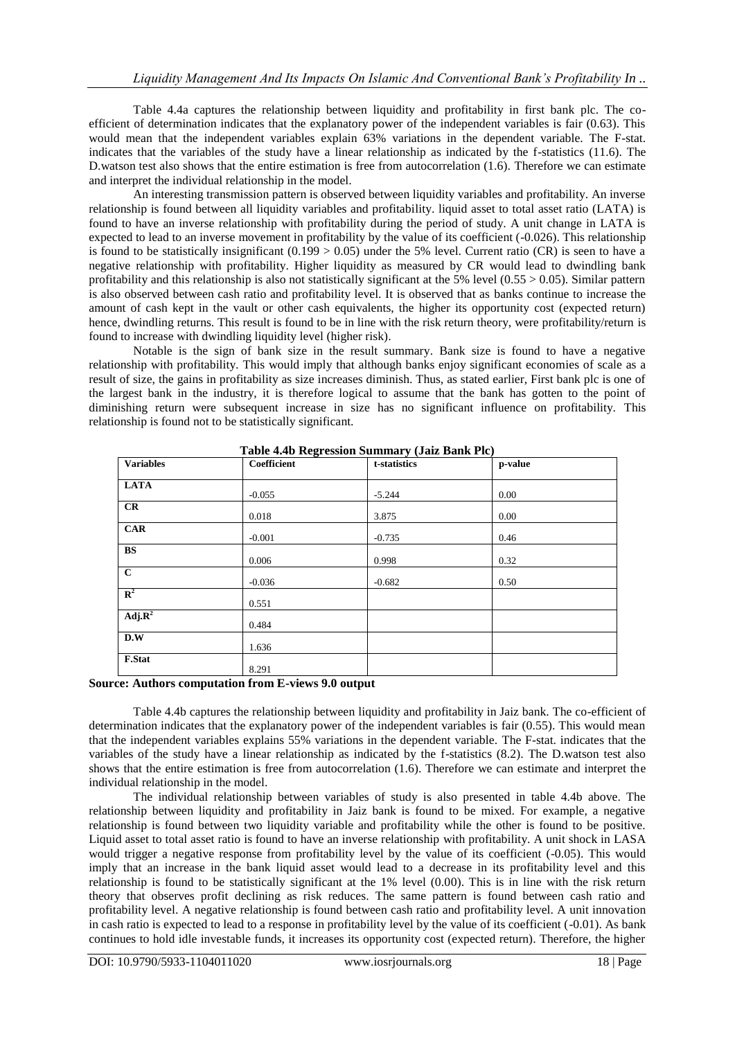Table 4.4a captures the relationship between liquidity and profitability in first bank plc. The co-efficient of determination indicates that the explanatory power of the independent variables is fair (0.63). This would mean that the independent variables explain 63% variations in the dependent variable. The F-stat. indicates that the variables of the study have a linear relationship as indicated by the f-statistics (11.6). The D.watson test also shows that the entire estimation is free from autocorrelation (1.6). Therefore we can estimate and interpret the individual relationship in the model.

An interesting transmission pattern is observed between liquidity variables and profitability. An inverse relationship is found between all liquidity variables and profitability. liquid asset to total asset ratio (LATA) is found to have an inverse relationship with profitability during the period of study. A unit change in LATA is expected to lead to an inverse movement in profitability by the value of its coefficient (-0.026). This relationship is found to be statistically insignificant (0.199 > 0.05) under the 5% level. Current ratio (CR) is seen to have a negative relationship with profitability. Higher liquidity as measured by CR would lead to dwindling bank profitability and this relationship is also not statistically significant at the 5% level (0.55 > 0.05). Similar pattern is also observed between cash ratio and profitability level. It is observed that as banks continue to increase the amount of cash kept in the vault or other cash equivalents, the higher its opportunity cost (expected return) hence, dwindling returns. This result is found to be in line with the risk return theory, were profitability/return is found to increase with dwindling liquidity level (higher risk).

Notable is the sign of bank size in the result summary. Bank size is found to have a negative relationship with profitability. This would imply that although banks enjoy significant economies of scale as a result of size, the gains in profitability as size increases diminish. Thus, as stated earlier, First bank plc is one of the largest bank in the industry, it is therefore logical to assume that the bank has gotten to the point of diminishing return were subsequent increase in size has no significant influence on profitability. This relationship is found not to be statistically significant.

**Table 4.4b Regression Summary (Jaiz Bank Plc)**

| Variables | Coefficient | t-statistics | p-value |
|---|---|---|---|
| **LATA** | -0.055 | -5.244 | 0.00 |
| **CR** | 0.018 | 3.875 | 0.00 |
| **CAR** | -0.001 | -0.735 | 0.46 |
| **BS** | 0.006 | 0.998 | 0.32 |
| **C** | -0.036 | -0.682 | 0.50 |
| $\mathbf{R^2}$ | 0.551 | | |
| **Adj.**$\mathbf{R^2}$ | 0.484 | | |
| **D.W** | 1.636 | | |
| **F.Stat** | 8.291 | | |

**Source: Authors computation from E-views 9.0 output**

Table 4.4b captures the relationship between liquidity and profitability in Jaiz bank. The co-efficient of determination indicates that the explanatory power of the independent variables is fair (0.55). This would mean that the independent variables explains 55% variations in the dependent variable. The F-stat. indicates that the variables of the study have a linear relationship as indicated by the f-statistics (8.2). The D.watson test also shows that the entire estimation is free from autocorrelation (1.6). Therefore we can estimate and interpret the individual relationship in the model.

The individual relationship between variables of study is also presented in table 4.4b above. The relationship between liquidity and profitability in Jaiz bank is found to be mixed. For example, a negative relationship is found between two liquidity variable and profitability while the other is found to be positive. Liquid asset to total asset ratio is found to have an inverse relationship with profitability. A unit shock in LASA would trigger a negative response from profitability level by the value of its coefficient (-0.05). This would imply that an increase in the bank liquid asset would lead to a decrease in its profitability level and this relationship is found to be statistically significant at the 1% level (0.00). This is in line with the risk return theory that observes profit declining as risk reduces. The same pattern is found between cash ratio and profitability level. A negative relationship is found between cash ratio and profitability level. A unit innovation in cash ratio is expected to lead to a response in profitability level by the value of its coefficient (-0.01). As bank continues to hold idle investable funds, it increases its opportunity cost (expected return). Therefore, the higher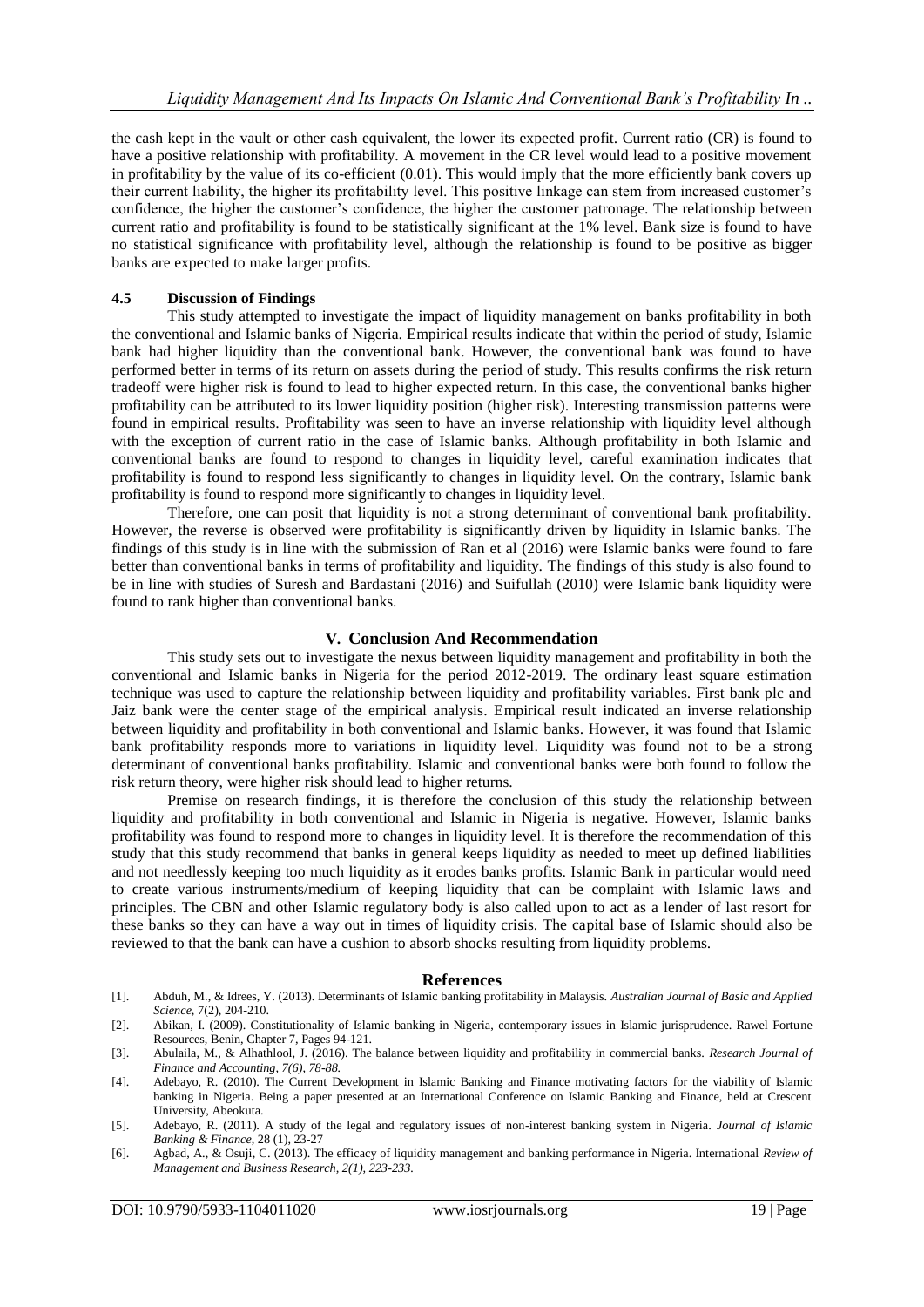the cash kept in the vault or other cash equivalent, the lower its expected profit. Current ratio (CR) is found to have a positive relationship with profitability. A movement in the CR level would lead to a positive movement in profitability by the value of its co-efficient (0.01). This would imply that the more efficiently bank covers up their current liability, the higher its profitability level. This positive linkage can stem from increased customer's confidence, the higher the customer's confidence, the higher the customer patronage. The relationship between current ratio and profitability is found to be statistically significant at the 1% level. Bank size is found to have no statistical significance with profitability level, although the relationship is found to be positive as bigger banks are expected to make larger profits.

### 4.5 Discussion of Findings

This study attempted to investigate the impact of liquidity management on banks profitability in both the conventional and Islamic banks of Nigeria. Empirical results indicate that within the period of study, Islamic bank had higher liquidity than the conventional bank. However, the conventional bank was found to have performed better in terms of its return on assets during the period of study. This results confirms the risk return tradeoff were higher risk is found to lead to higher expected return. In this case, the conventional banks higher profitability can be attributed to its lower liquidity position (higher risk). Interesting transmission patterns were found in empirical results. Profitability was seen to have an inverse relationship with liquidity level although with the exception of current ratio in the case of Islamic banks. Although profitability in both Islamic and conventional banks are found to respond to changes in liquidity level, careful examination indicates that profitability is found to respond less significantly to changes in liquidity level. On the contrary, Islamic bank profitability is found to respond more significantly to changes in liquidity level.

Therefore, one can posit that liquidity is not a strong determinant of conventional bank profitability. However, the reverse is observed were profitability is significantly driven by liquidity in Islamic banks. The findings of this study is in line with the submission of Ran et al (2016) were Islamic banks were found to fare better than conventional banks in terms of profitability and liquidity. The findings of this study is also found to be in line with studies of Suresh and Bardastani (2016) and Suifullah (2010) were Islamic bank liquidity were found to rank higher than conventional banks.

## V. Conclusion And Recommendation

This study sets out to investigate the nexus between liquidity management and profitability in both the conventional and Islamic banks in Nigeria for the period 2012-2019. The ordinary least square estimation technique was used to capture the relationship between liquidity and profitability variables. First bank plc and Jaiz bank were the center stage of the empirical analysis. Empirical result indicated an inverse relationship between liquidity and profitability in both conventional and Islamic banks. However, it was found that Islamic bank profitability responds more to variations in liquidity level. Liquidity was found not to be a strong determinant of conventional banks profitability. Islamic and conventional banks were both found to follow the risk return theory, were higher risk should lead to higher returns.

Premise on research findings, it is therefore the conclusion of this study the relationship between liquidity and profitability in both conventional and Islamic in Nigeria is negative. However, Islamic banks profitability was found to respond more to changes in liquidity level. It is therefore the recommendation of this study that this study recommend that banks in general keeps liquidity as needed to meet up defined liabilities and not needlessly keeping too much liquidity as it erodes banks profits. Islamic Bank in particular would need to create various instruments/medium of keeping liquidity that can be complaint with Islamic laws and principles. The CBN and other Islamic regulatory body is also called upon to act as a lender of last resort for these banks so they can have a way out in times of liquidity crisis. The capital base of Islamic should also be reviewed to that the bank can have a cushion to absorb shocks resulting from liquidity problems.

## References

[1]. Abduh, M., & Idrees, Y. (2013). Determinants of Islamic banking profitability in Malaysia. *Australian Journal of Basic and Applied Science*, 7(2), 204-210.

[2]. Abikan, I. (2009). Constitutionality of Islamic banking in Nigeria, contemporary issues in Islamic jurisprudence. Rawel Fortune Resources, Benin, Chapter 7, Pages 94-121.

[3]. Abulaila, M., & Alhathlool, J. (2016). The balance between liquidity and profitability in commercial banks. *Research Journal of Finance and Accounting, 7(6), 78-88.*

[4]. Adebayo, R. (2010). The Current Development in Islamic Banking and Finance motivating factors for the viability of Islamic banking in Nigeria. Being a paper presented at an International Conference on Islamic Banking and Finance, held at Crescent University, Abeokuta.

[5]. Adebayo, R. (2011). A study of the legal and regulatory issues of non-interest banking system in Nigeria. *Journal of Islamic Banking & Finance*, 28 (1), 23-27

[6]. Agbad, A., & Osuji, C. (2013). The efficacy of liquidity management and banking performance in Nigeria. International *Review of Management and Business Research, 2(1), 223-233.*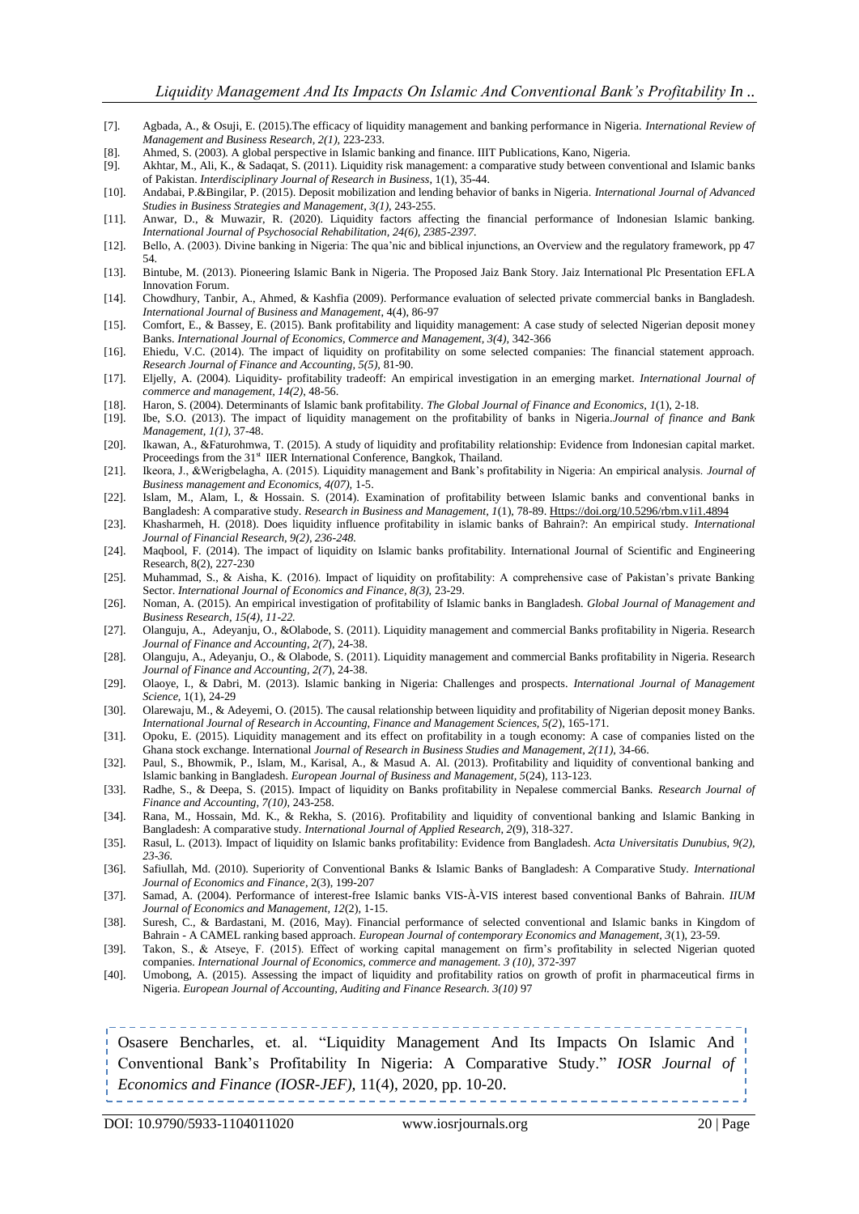[7]. Agbada, A., & Osuji, E. (2015).The efficacy of liquidity management and banking performance in Nigeria. *International Review of Management and Business Research, 2(1),* 223-233.

[8]. Ahmed, S. (2003). A global perspective in Islamic banking and finance. IIIT Publications, Kano, Nigeria.

[9]. Akhtar, M., Ali, K., & Sadaqat, S. (2011). Liquidity risk management: a comparative study between conventional and Islamic banks of Pakistan. *Interdisciplinary Journal of Research in Business,* 1(1), 35-44.

[10]. Andabai, P.&Bingilar, P. (2015). Deposit mobilization and lending behavior of banks in Nigeria. *International Journal of Advanced Studies in Business Strategies and Management, 3(1),* 243-255.

[11]. Anwar, D., & Muwazir, R. (2020). Liquidity factors affecting the financial performance of Indonesian Islamic banking. *International Journal of Psychosocial Rehabilitation, 24(6), 2385-2397.*

[12]. Bello, A. (2003). Divine banking in Nigeria: The qua'nic and biblical injunctions, an Overview and the regulatory framework, pp 47 54.

[13]. Bintube, M. (2013). Pioneering Islamic Bank in Nigeria. The Proposed Jaiz Bank Story. Jaiz International Plc Presentation EFLA Innovation Forum.

[14]. Chowdhury, Tanbir, A., Ahmed, & Kashfia (2009). Performance evaluation of selected private commercial banks in Bangladesh. *International Journal of Business and Management,* 4(4), 86-97

[15]. Comfort, E., & Bassey, E. (2015). Bank profitability and liquidity management: A case study of selected Nigerian deposit money Banks. *International Journal of Economics, Commerce and Management, 3(4),* 342-366

[16]. Ehiedu, V.C. (2014). The impact of liquidity on profitability on some selected companies: The financial statement approach. *Research Journal of Finance and Accounting, 5(5),* 81-90.

[17]. Eljelly, A. (2004). Liquidity- profitability tradeoff: An empirical investigation in an emerging market. *International Journal of commerce and management, 14(2),* 48-56.

[18]. Haron, S. (2004). Determinants of Islamic bank profitability. *The Global Journal of Finance and Economics, 1*(1), 2-18.

[19]. Ibe, S.O. (2013). The impact of liquidity management on the profitability of banks in Nigeria.*Journal of finance and Bank Management, 1(1),* 37-48.

[20]. Ikawan, A., &Faturohmwa, T. (2015). A study of liquidity and profitability relationship: Evidence from Indonesian capital market. Proceedings from the 31st IIER International Conference, Bangkok, Thailand.

[21]. Ikeora, J., &Werigbelagha, A. (2015). Liquidity management and Bank's profitability in Nigeria: An empirical analysis. *Journal of Business management and Economics, 4(07),* 1-5.

[22]. Islam, M., Alam, I., & Hossain. S. (2014). Examination of profitability between Islamic banks and conventional banks in Bangladesh: A comparative study. *Research in Business and Management, 1*(1), 78-89. Https://doi.org/10.5296/rbm.v1i1.4894

[23]. Khasharmeh, H. (2018). Does liquidity influence profitability in islamic banks of Bahrain?: An empirical study. *International Journal of Financial Research, 9(2), 236-248.*

[24]. Maqbool, F. (2014). The impact of liquidity on Islamic banks profitability. International Journal of Scientific and Engineering Research, 8(2), 227-230

[25]. Muhammad, S., & Aisha, K. (2016). Impact of liquidity on profitability: A comprehensive case of Pakistan's private Banking Sector. *International Journal of Economics and Finance, 8(3),* 23-29.

[26]. Noman, A. (2015). An empirical investigation of profitability of Islamic banks in Bangladesh. *Global Journal of Management and Business Research, 15(4), 11-22.*

[27]. Olanguju, A., Adeyanju, O., &Olabode, S. (2011). Liquidity management and commercial Banks profitability in Nigeria. Research *Journal of Finance and Accounting, 2(7),* 24-38.

[28]. Olanguju, A., Adeyanju, O., & Olabode, S. (2011). Liquidity management and commercial Banks profitability in Nigeria. Research *Journal of Finance and Accounting, 2(7),* 24-38.

[29]. Olaoye, I., & Dabri, M. (2013). Islamic banking in Nigeria: Challenges and prospects. *International Journal of Management Science,* 1(1), 24-29

[30]. Olarewaju, M., & Adeyemi, O. (2015). The causal relationship between liquidity and profitability of Nigerian deposit money Banks. *International Journal of Research in Accounting, Finance and Management Sciences, 5(2*), 165-171.

[31]. Opoku, E. (2015). Liquidity management and its effect on profitability in a tough economy: A case of companies listed on the Ghana stock exchange. International *Journal of Research in Business Studies and Management, 2(11),* 34-66.

[32]. Paul, S., Bhowmik, P., Islam, M., Karisal, A., & Masud A. Al. (2013). Profitability and liquidity of conventional banking and Islamic banking in Bangladesh. *European Journal of Business and Management, 5*(24), 113-123.

[33]. Radhe, S., & Deepa, S. (2015). Impact of liquidity on Banks profitability in Nepalese commercial Banks. *Research Journal of Finance and Accounting, 7(10),* 243-258.

[34]. Rana, M., Hossain, Md. K., & Rekha, S. (2016). Profitability and liquidity of conventional banking and Islamic Banking in Bangladesh: A comparative study. *International Journal of Applied Research, 2*(9), 318-327.

[35]. Rasul, L. (2013). Impact of liquidity on Islamic banks profitability: Evidence from Bangladesh. *Acta Universitatis Dunubius, 9(2), 23-36.*

[36]. Safiullah, Md. (2010). Superiority of Conventional Banks & Islamic Banks of Bangladesh: A Comparative Study. *International Journal of Economics and Finance,* 2(3), 199-207

[37]. Samad, A. (2004). Performance of interest-free Islamic banks VIS-À-VIS interest based conventional Banks of Bahrain. *IIUM Journal of Economics and Management, 12*(2), 1-15.

[38]. Suresh, C., & Bardastani, M. (2016, May). Financial performance of selected conventional and Islamic banks in Kingdom of Bahrain - A CAMEL ranking based approach. *European Journal of contemporary Economics and Management, 3*(1), 23-59.

[39]. Takon, S., & Atseye, F. (2015). Effect of working capital management on firm's profitability in selected Nigerian quoted companies. *International Journal of Economics, commerce and management. 3 (10),* 372-397

[40]. Umobong, A. (2015). Assessing the impact of liquidity and profitability ratios on growth of profit in pharmaceutical firms in Nigeria. *European Journal of Accounting, Auditing and Finance Research. 3(10)* 97

Osasere Bencharles, et. al. "Liquidity Management And Its Impacts On Islamic And Conventional Bank's Profitability In Nigeria: A Comparative Study." *IOSR Journal of Economics and Finance (IOSR-JEF),* 11(4), 2020, pp. 10-20.